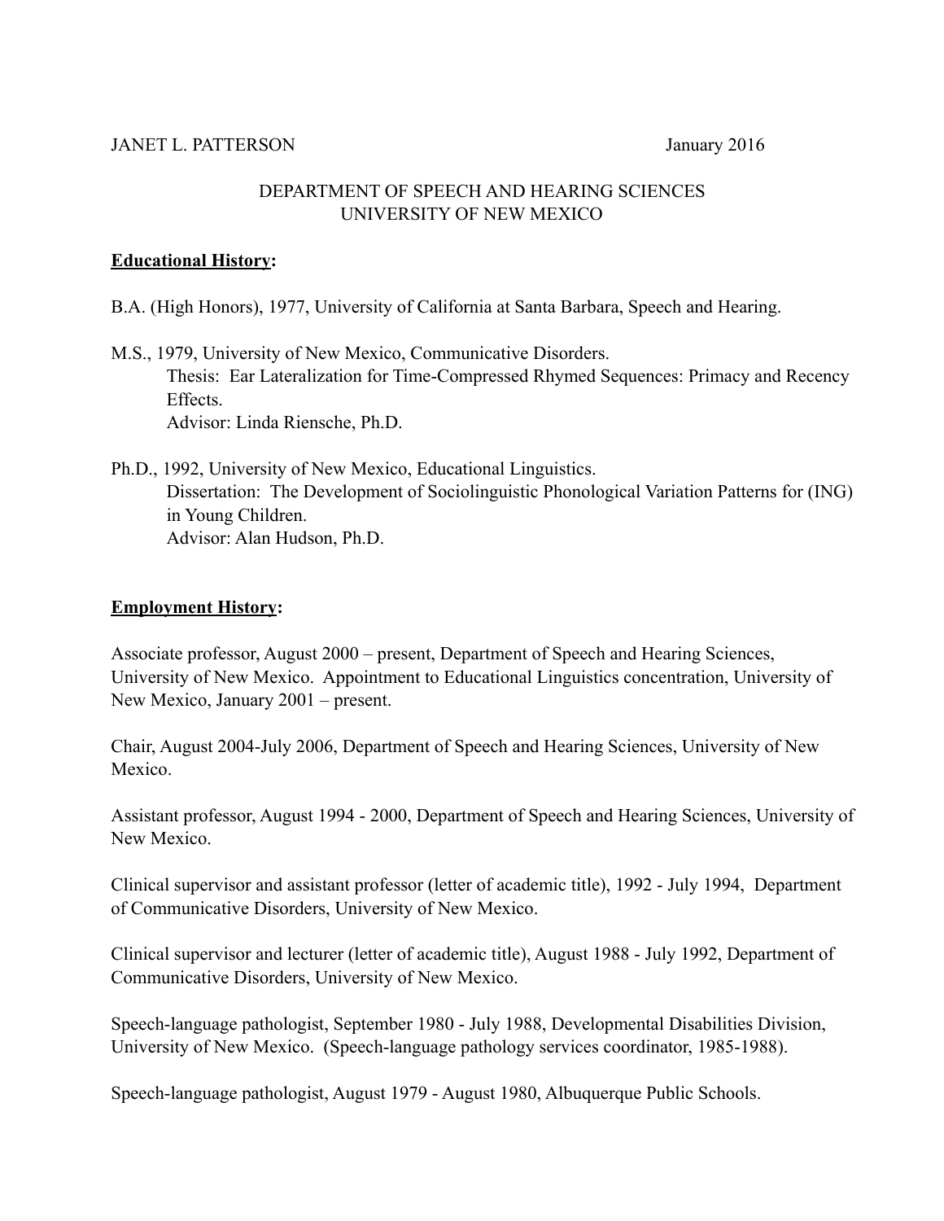JANET L. PATTERSON January 2016

DEPARTMENT OF SPEECH AND HEARING SCIENCES
UNIVERSITY OF NEW MEXICO

**Educational History:**

B.A. (High Honors), 1977, University of California at Santa Barbara, Speech and Hearing.

M.S., 1979, University of New Mexico, Communicative Disorders.
Thesis: Ear Lateralization for Time-Compressed Rhymed Sequences: Primacy and Recency Effects.
Advisor: Linda Riensche, Ph.D.

Ph.D., 1992, University of New Mexico, Educational Linguistics.
Dissertation: The Development of Sociolinguistic Phonological Variation Patterns for (ING) in Young Children.
Advisor: Alan Hudson, Ph.D.

**Employment History:**

Associate professor, August 2000 – present, Department of Speech and Hearing Sciences, University of New Mexico. Appointment to Educational Linguistics concentration, University of New Mexico, January 2001 – present.

Chair, August 2004-July 2006, Department of Speech and Hearing Sciences, University of New Mexico.

Assistant professor, August 1994 - 2000, Department of Speech and Hearing Sciences, University of New Mexico.

Clinical supervisor and assistant professor (letter of academic title), 1992 - July 1994, Department of Communicative Disorders, University of New Mexico.

Clinical supervisor and lecturer (letter of academic title), August 1988 - July 1992, Department of Communicative Disorders, University of New Mexico.

Speech-language pathologist, September 1980 - July 1988, Developmental Disabilities Division, University of New Mexico. (Speech-language pathology services coordinator, 1985-1988).

Speech-language pathologist, August 1979 - August 1980, Albuquerque Public Schools.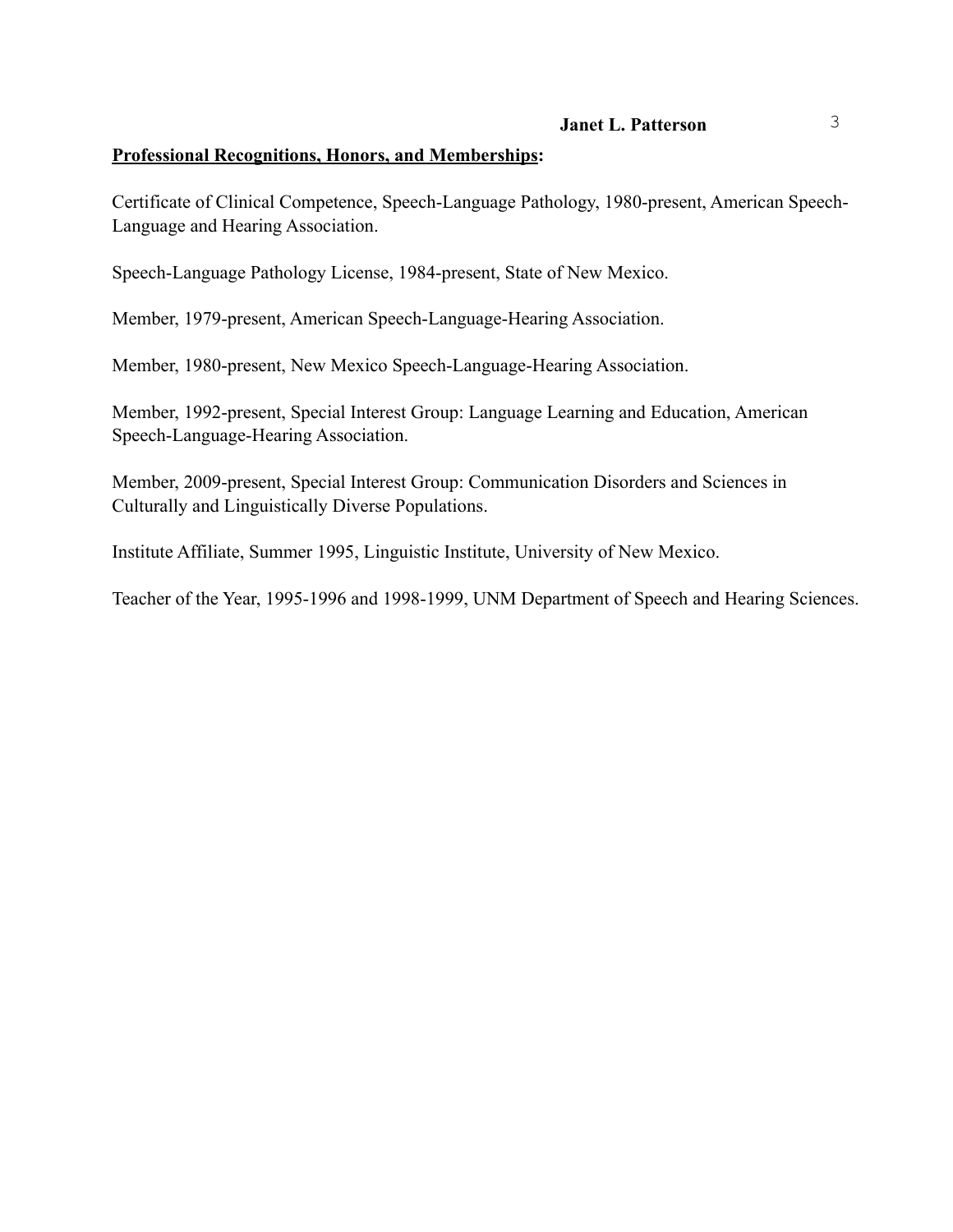**Professional Recognitions, Honors, and Memberships:**

Certificate of Clinical Competence, Speech-Language Pathology, 1980-present, American Speech-Language and Hearing Association.

Speech-Language Pathology License, 1984-present, State of New Mexico.

Member, 1979-present, American Speech-Language-Hearing Association.

Member, 1980-present, New Mexico Speech-Language-Hearing Association.

Member, 1992-present, Special Interest Group: Language Learning and Education, American Speech-Language-Hearing Association.

Member, 2009-present, Special Interest Group: Communication Disorders and Sciences in Culturally and Linguistically Diverse Populations.

Institute Affiliate, Summer 1995, Linguistic Institute, University of New Mexico.

Teacher of the Year, 1995-1996 and 1998-1999, UNM Department of Speech and Hearing Sciences.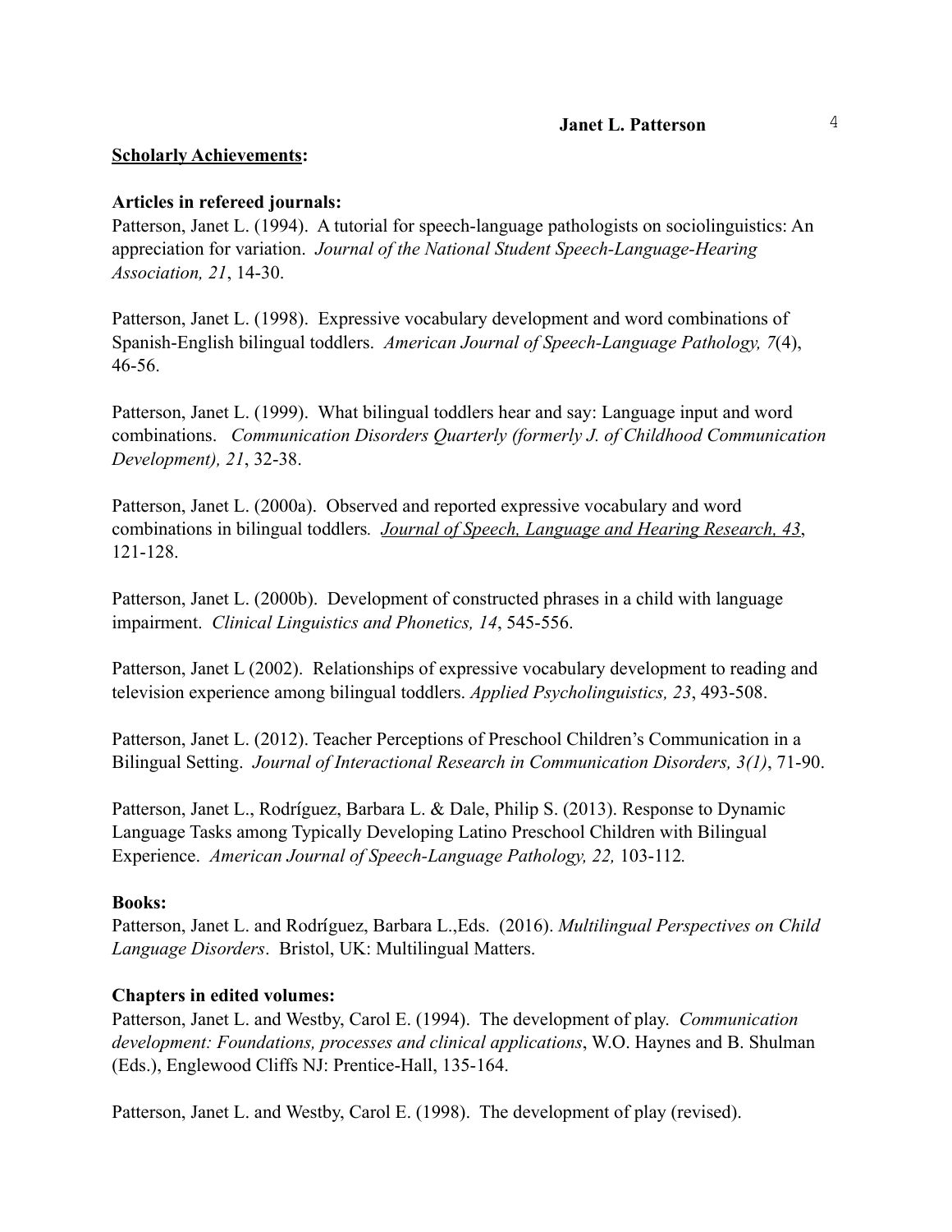**Scholarly Achievements:**

**Articles in refereed journals:**

Patterson, Janet L. (1994). A tutorial for speech-language pathologists on sociolinguistics: An appreciation for variation. *Journal of the National Student Speech-Language-Hearing Association, 21*, 14-30.

Patterson, Janet L. (1998). Expressive vocabulary development and word combinations of Spanish-English bilingual toddlers. *American Journal of Speech-Language Pathology, 7*(4), 46-56.

Patterson, Janet L. (1999). What bilingual toddlers hear and say: Language input and word combinations. *Communication Disorders Quarterly (formerly J. of Childhood Communication Development), 21*, 32-38.

Patterson, Janet L. (2000a). Observed and reported expressive vocabulary and word combinations in bilingual toddlers. *Journal of Speech, Language and Hearing Research, 43*, 121-128.

Patterson, Janet L. (2000b). Development of constructed phrases in a child with language impairment. *Clinical Linguistics and Phonetics, 14*, 545-556.

Patterson, Janet L (2002). Relationships of expressive vocabulary development to reading and television experience among bilingual toddlers. *Applied Psycholinguistics, 23*, 493-508.

Patterson, Janet L. (2012). Teacher Perceptions of Preschool Children's Communication in a Bilingual Setting. *Journal of Interactional Research in Communication Disorders, 3(1)*, 71-90.

Patterson, Janet L., Rodríguez, Barbara L. & Dale, Philip S. (2013). Response to Dynamic Language Tasks among Typically Developing Latino Preschool Children with Bilingual Experience. *American Journal of Speech-Language Pathology, 22,* 103-112*.*

**Books:**

Patterson, Janet L. and Rodríguez, Barbara L.,Eds. (2016). *Multilingual Perspectives on Child Language Disorders*. Bristol, UK: Multilingual Matters.

**Chapters in edited volumes:**

Patterson, Janet L. and Westby, Carol E. (1994). The development of play. *Communication development: Foundations, processes and clinical applications*, W.O. Haynes and B. Shulman (Eds.), Englewood Cliffs NJ: Prentice-Hall, 135-164.

Patterson, Janet L. and Westby, Carol E. (1998). The development of play (revised).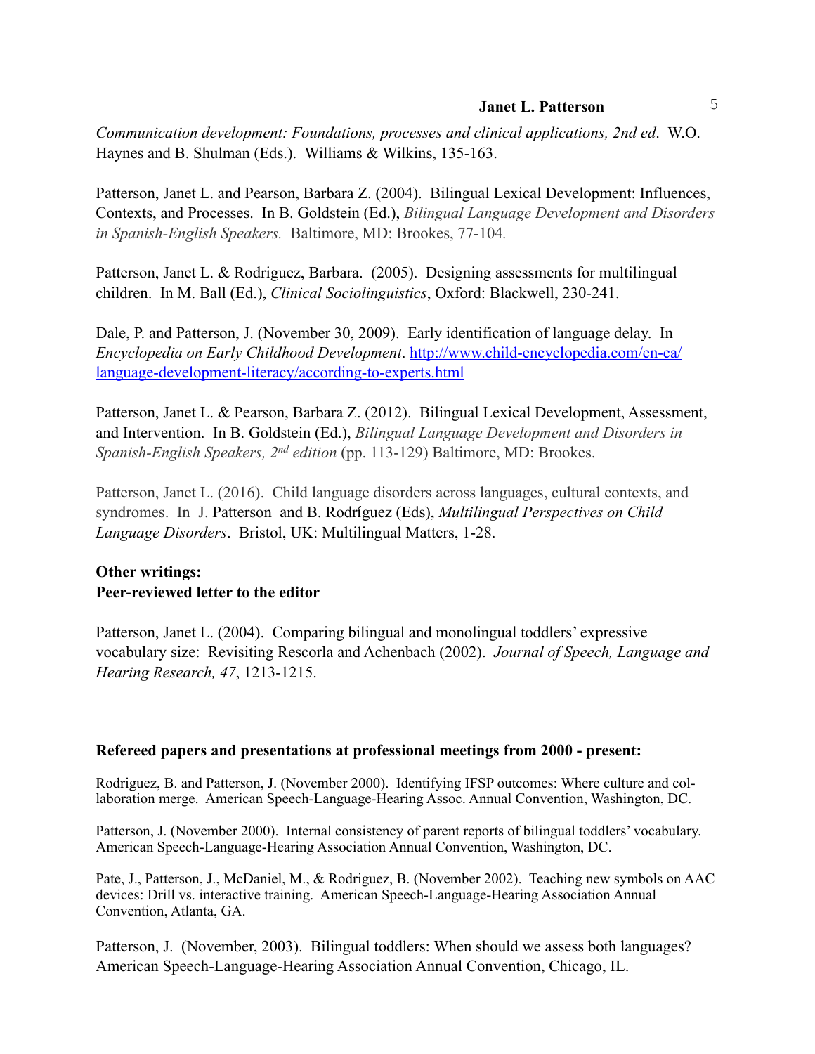*Communication development: Foundations, processes and clinical applications, 2nd ed*. W.O. Haynes and B. Shulman (Eds.). Williams & Wilkins, 135-163.

Patterson, Janet L. and Pearson, Barbara Z. (2004). Bilingual Lexical Development: Influences, Contexts, and Processes. In B. Goldstein (Ed.), *Bilingual Language Development and Disorders in Spanish-English Speakers.* Baltimore, MD: Brookes, 77-104.

Patterson, Janet L. & Rodriguez, Barbara. (2005). Designing assessments for multilingual children. In M. Ball (Ed.), *Clinical Sociolinguistics*, Oxford: Blackwell, 230-241.

Dale, P. and Patterson, J. (November 30, 2009). Early identification of language delay. In *Encyclopedia on Early Childhood Development*. [http://www.child-encyclopedia.com/en-ca/language-development-literacy/according-to-experts.html](http://www.child-encyclopedia.com/en-ca/language-development-literacy/according-to-experts.html)

Patterson, Janet L. & Pearson, Barbara Z. (2012). Bilingual Lexical Development, Assessment, and Intervention. In B. Goldstein (Ed.), *Bilingual Language Development and Disorders in Spanish-English Speakers, 2nd edition* (pp. 113-129) Baltimore, MD: Brookes.

Patterson, Janet L. (2016). Child language disorders across languages, cultural contexts, and syndromes. In J. Patterson and B. Rodríguez (Eds), *Multilingual Perspectives on Child Language Disorders*. Bristol, UK: Multilingual Matters, 1-28.

**Other writings:**
**Peer-reviewed letter to the editor**

Patterson, Janet L. (2004). Comparing bilingual and monolingual toddlers' expressive vocabulary size: Revisiting Rescorla and Achenbach (2002). *Journal of Speech, Language and Hearing Research, 47*, 1213-1215.

**Refereed papers and presentations at professional meetings from 2000 - present:**

Rodriguez, B. and Patterson, J. (November 2000). Identifying IFSP outcomes: Where culture and collaboration merge. American Speech-Language-Hearing Assoc. Annual Convention, Washington, DC.

Patterson, J. (November 2000). Internal consistency of parent reports of bilingual toddlers' vocabulary. American Speech-Language-Hearing Association Annual Convention, Washington, DC.

Pate, J., Patterson, J., McDaniel, M., & Rodriguez, B. (November 2002). Teaching new symbols on AAC devices: Drill vs. interactive training. American Speech-Language-Hearing Association Annual Convention, Atlanta, GA.

Patterson, J. (November, 2003). Bilingual toddlers: When should we assess both languages? American Speech-Language-Hearing Association Annual Convention, Chicago, IL.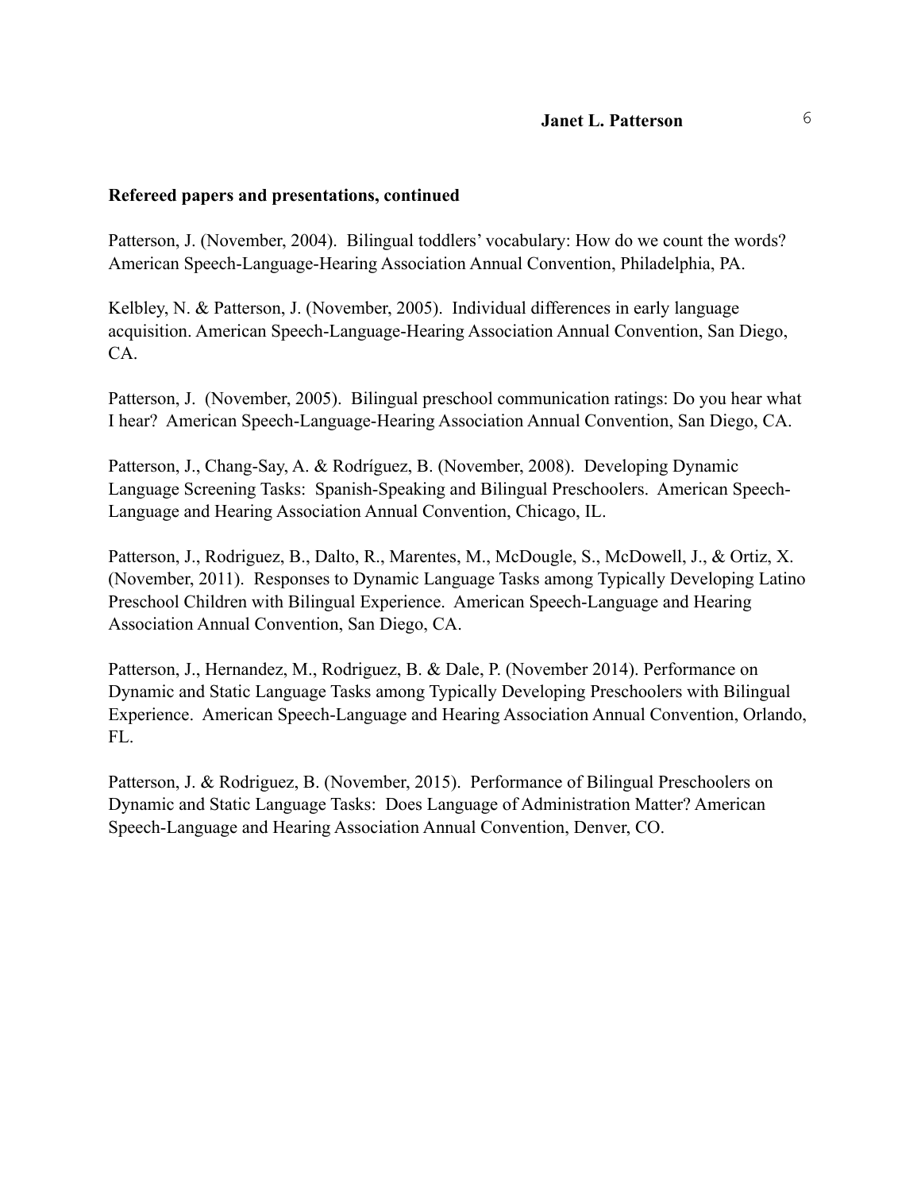**Refereed papers and presentations, continued**

Patterson, J. (November, 2004). Bilingual toddlers' vocabulary: How do we count the words? American Speech-Language-Hearing Association Annual Convention, Philadelphia, PA.

Kelbley, N. & Patterson, J. (November, 2005). Individual differences in early language acquisition. American Speech-Language-Hearing Association Annual Convention, San Diego, CA.

Patterson, J. (November, 2005). Bilingual preschool communication ratings: Do you hear what I hear? American Speech-Language-Hearing Association Annual Convention, San Diego, CA.

Patterson, J., Chang-Say, A. & Rodríguez, B. (November, 2008). Developing Dynamic Language Screening Tasks: Spanish-Speaking and Bilingual Preschoolers. American Speech-Language and Hearing Association Annual Convention, Chicago, IL.

Patterson, J., Rodriguez, B., Dalto, R., Marentes, M., McDougle, S., McDowell, J., & Ortiz, X. (November, 2011). Responses to Dynamic Language Tasks among Typically Developing Latino Preschool Children with Bilingual Experience. American Speech-Language and Hearing Association Annual Convention, San Diego, CA.

Patterson, J., Hernandez, M., Rodriguez, B. & Dale, P. (November 2014). Performance on Dynamic and Static Language Tasks among Typically Developing Preschoolers with Bilingual Experience. American Speech-Language and Hearing Association Annual Convention, Orlando, FL.

Patterson, J. & Rodriguez, B. (November, 2015). Performance of Bilingual Preschoolers on Dynamic and Static Language Tasks: Does Language of Administration Matter? American Speech-Language and Hearing Association Annual Convention, Denver, CO.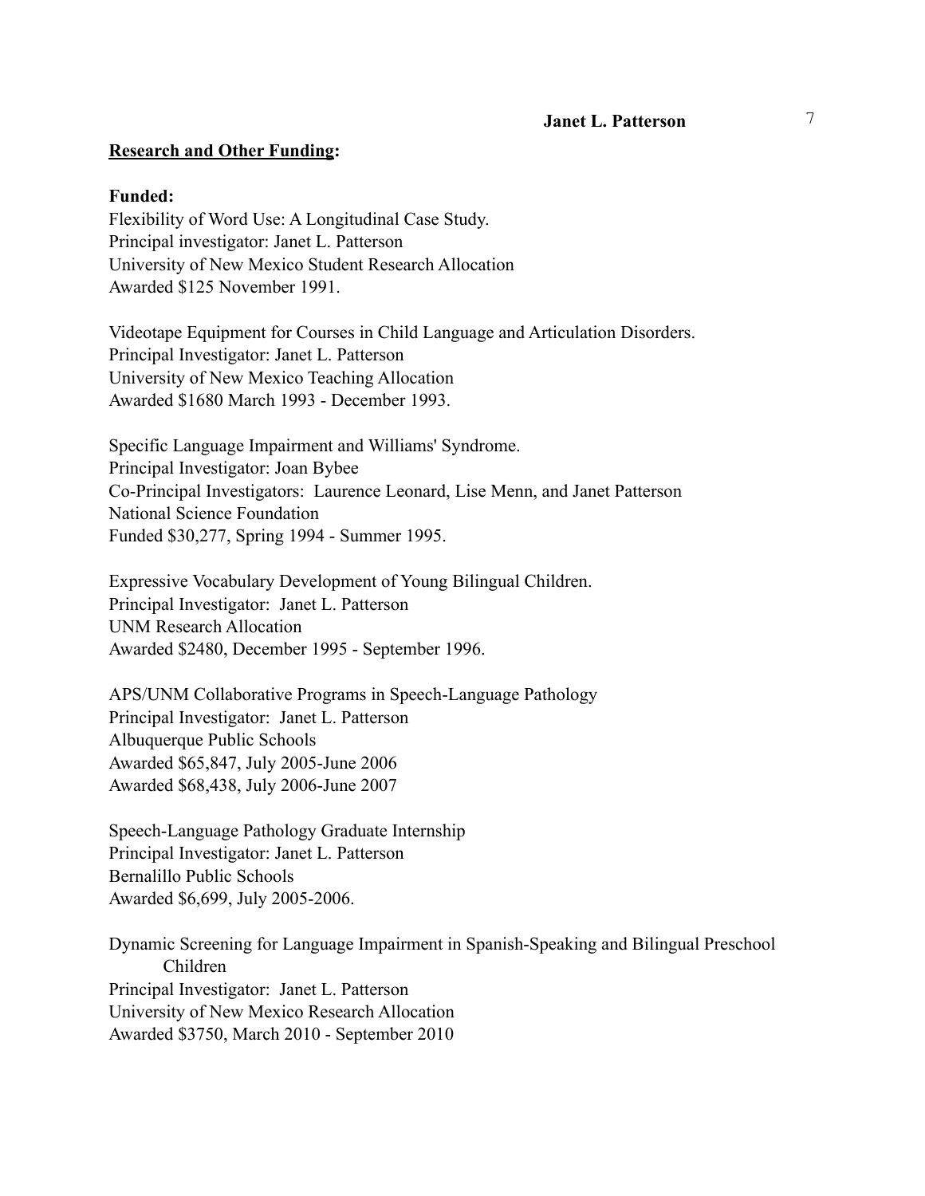**Research and Other Funding:**

**Funded:**

Flexibility of Word Use: A Longitudinal Case Study.
Principal investigator: Janet L. Patterson
University of New Mexico Student Research Allocation
Awarded $125 November 1991.

Videotape Equipment for Courses in Child Language and Articulation Disorders.
Principal Investigator: Janet L. Patterson
University of New Mexico Teaching Allocation
Awarded $1680 March 1993 - December 1993.

Specific Language Impairment and Williams' Syndrome.
Principal Investigator: Joan Bybee
Co-Principal Investigators: Laurence Leonard, Lise Menn, and Janet Patterson
National Science Foundation
Funded $30,277, Spring 1994 - Summer 1995.

Expressive Vocabulary Development of Young Bilingual Children.
Principal Investigator: Janet L. Patterson
UNM Research Allocation
Awarded $2480, December 1995 - September 1996.

APS/UNM Collaborative Programs in Speech-Language Pathology
Principal Investigator: Janet L. Patterson
Albuquerque Public Schools
Awarded $65,847, July 2005-June 2006
Awarded $68,438, July 2006-June 2007

Speech-Language Pathology Graduate Internship
Principal Investigator: Janet L. Patterson
Bernalillo Public Schools
Awarded $6,699, July 2005-2006.

Dynamic Screening for Language Impairment in Spanish-Speaking and Bilingual Preschool Children
Principal Investigator: Janet L. Patterson
University of New Mexico Research Allocation
Awarded $3750, March 2010 - September 2010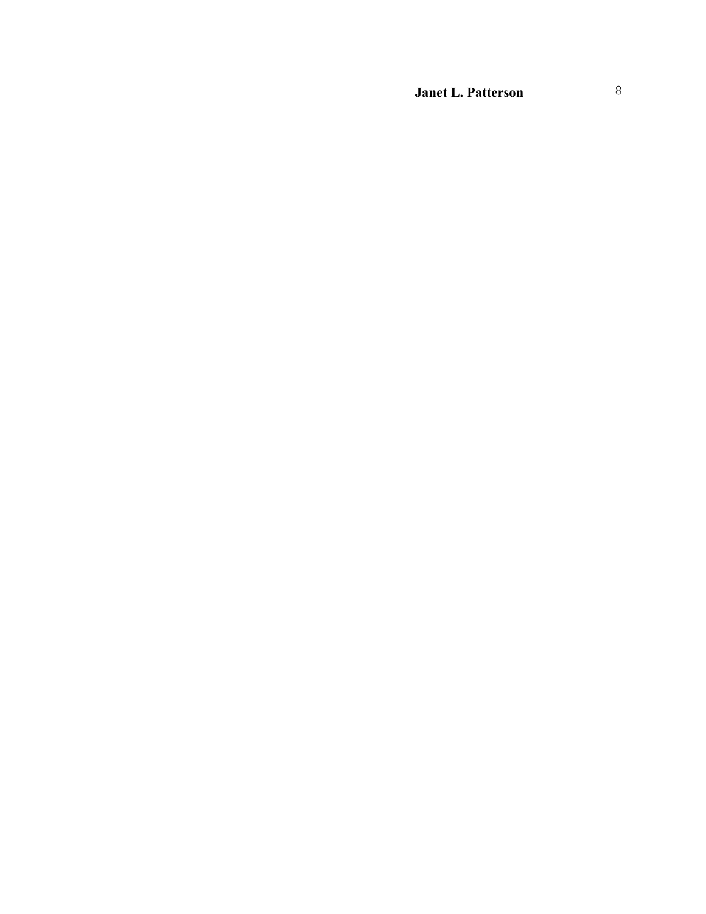**Janet L. Patterson**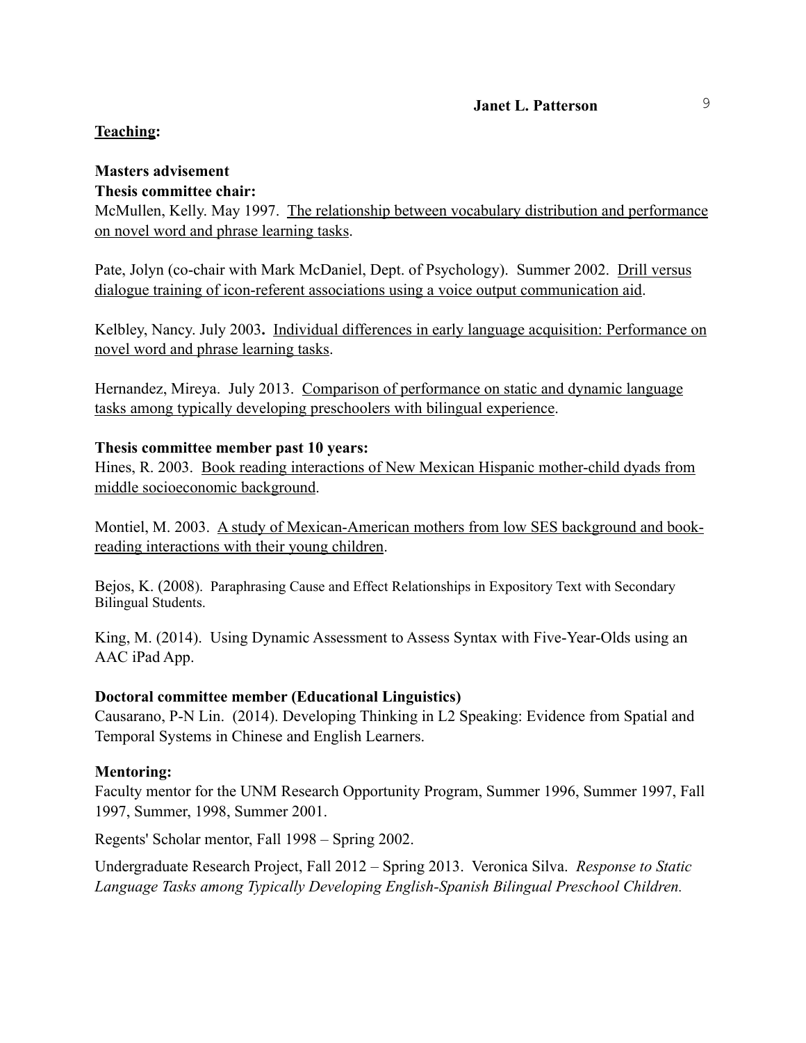## Teaching:

**Masters advisement**

**Thesis committee chair:**

McMullen, Kelly. May 1997. The relationship between vocabulary distribution and performance on novel word and phrase learning tasks.

Pate, Jolyn (co-chair with Mark McDaniel, Dept. of Psychology). Summer 2002. Drill versus dialogue training of icon-referent associations using a voice output communication aid.

Kelbley, Nancy. July 2003**.** Individual differences in early language acquisition: Performance on novel word and phrase learning tasks.

Hernandez, Mireya. July 2013. Comparison of performance on static and dynamic language tasks among typically developing preschoolers with bilingual experience.

**Thesis committee member past 10 years:**

Hines, R. 2003. Book reading interactions of New Mexican Hispanic mother-child dyads from middle socioeconomic background.

Montiel, M. 2003. A study of Mexican-American mothers from low SES background and book-reading interactions with their young children.

Bejos, K. (2008). Paraphrasing Cause and Effect Relationships in Expository Text with Secondary Bilingual Students.

King, M. (2014). Using Dynamic Assessment to Assess Syntax with Five-Year-Olds using an AAC iPad App.

**Doctoral committee member (Educational Linguistics)**

Causarano, P-N Lin. (2014). Developing Thinking in L2 Speaking: Evidence from Spatial and Temporal Systems in Chinese and English Learners.

**Mentoring:**

Faculty mentor for the UNM Research Opportunity Program, Summer 1996, Summer 1997, Fall 1997, Summer, 1998, Summer 2001.

Regents' Scholar mentor, Fall 1998 – Spring 2002.

Undergraduate Research Project, Fall 2012 – Spring 2013. Veronica Silva. *Response to Static Language Tasks among Typically Developing English-Spanish Bilingual Preschool Children.*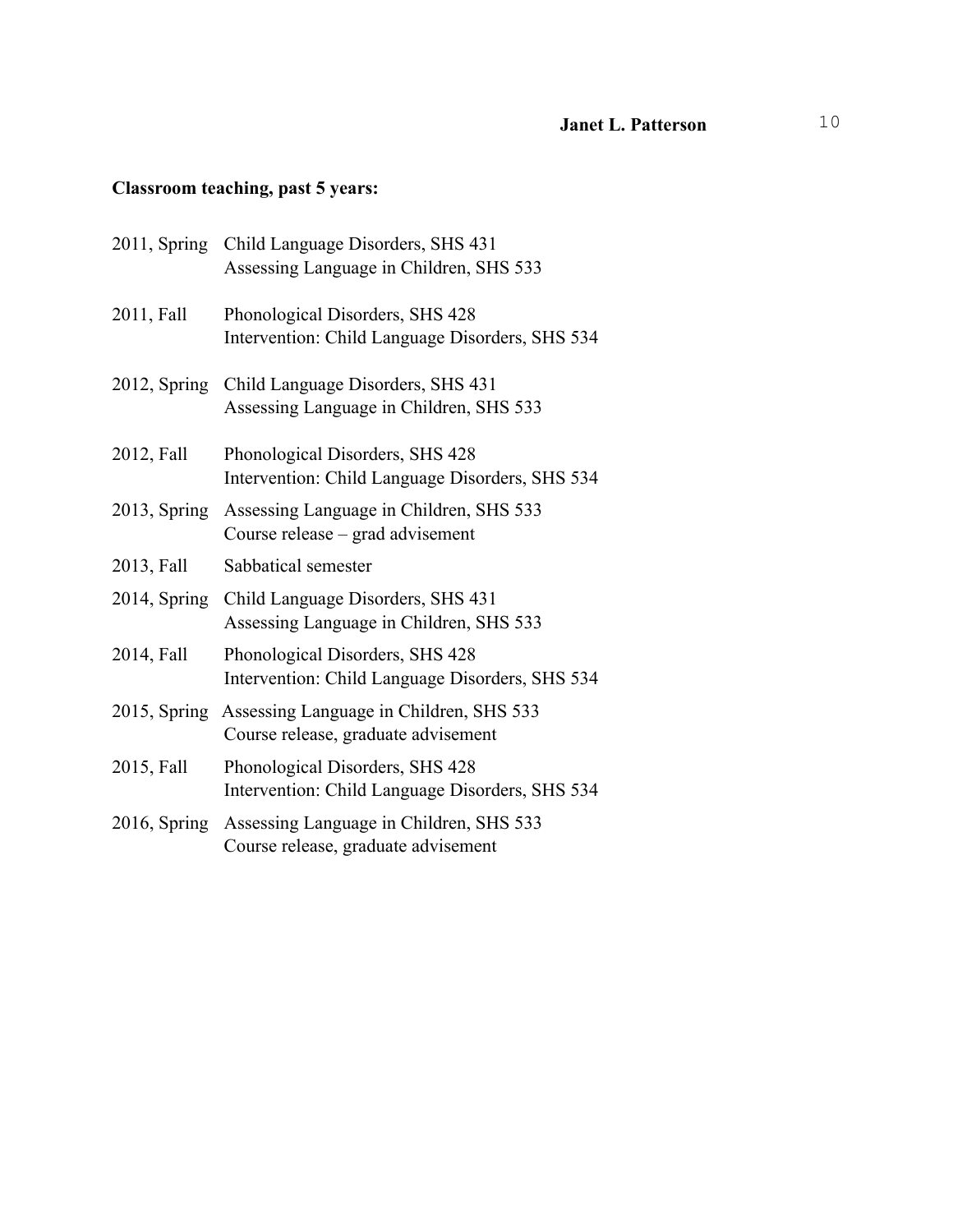**Classroom teaching, past 5 years:**

| | |
|---|---|
| 2011, Spring | Child Language Disorders, SHS 431<br>Assessing Language in Children, SHS 533 |
| 2011, Fall | Phonological Disorders, SHS 428<br>Intervention: Child Language Disorders, SHS 534 |
| 2012, Spring | Child Language Disorders, SHS 431<br>Assessing Language in Children, SHS 533 |
| 2012, Fall | Phonological Disorders, SHS 428<br>Intervention: Child Language Disorders, SHS 534 |
| 2013, Spring | Assessing Language in Children, SHS 533<br>Course release – grad advisement |
| 2013, Fall | Sabbatical semester |
| 2014, Spring | Child Language Disorders, SHS 431<br>Assessing Language in Children, SHS 533 |
| 2014, Fall | Phonological Disorders, SHS 428<br>Intervention: Child Language Disorders, SHS 534 |
| 2015, Spring | Assessing Language in Children, SHS 533<br>Course release, graduate advisement |
| 2015, Fall | Phonological Disorders, SHS 428<br>Intervention: Child Language Disorders, SHS 534 |
| 2016, Spring | Assessing Language in Children, SHS 533<br>Course release, graduate advisement |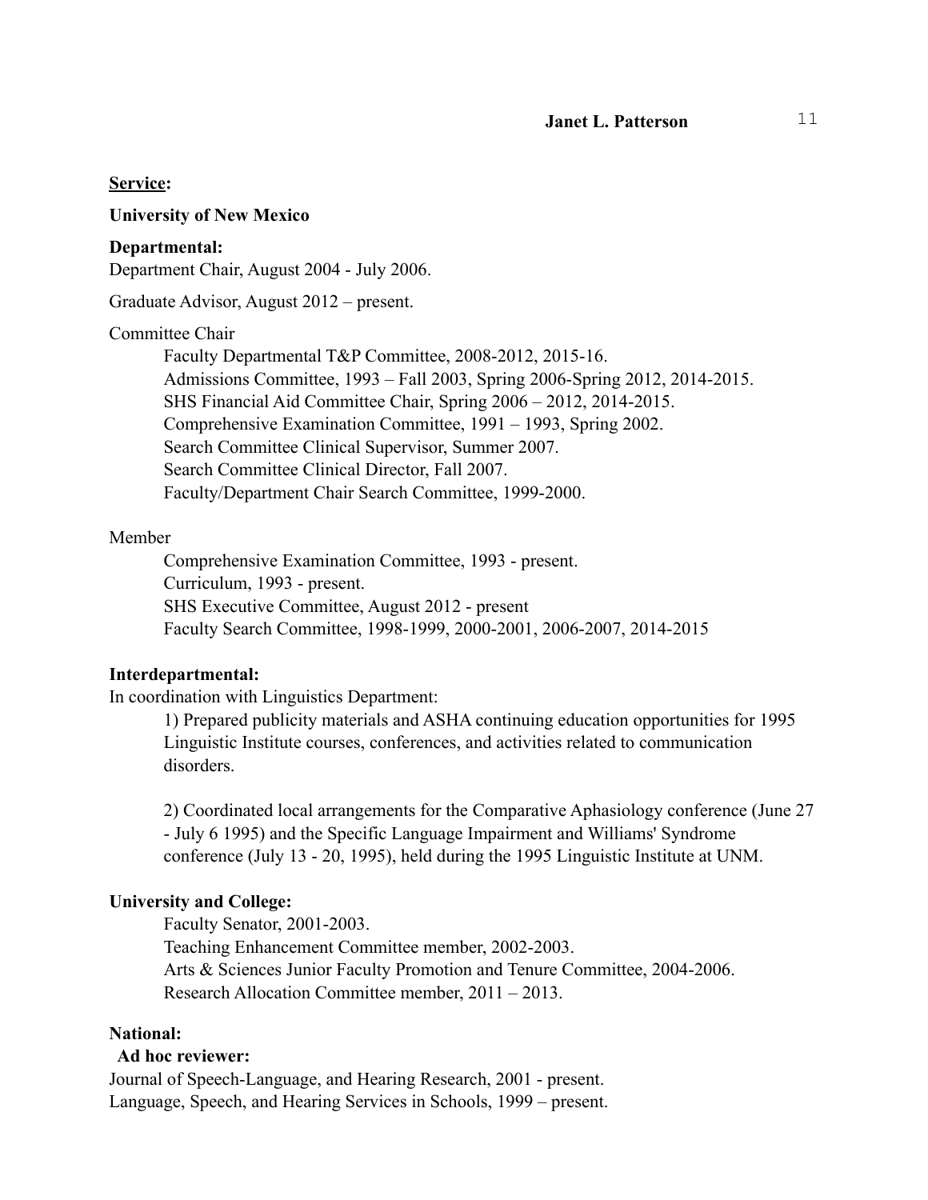**<u>Service</u>:**

**University of New Mexico**

**Departmental:**

Department Chair, August 2004 - July 2006.

Graduate Advisor, August 2012 – present.

Committee Chair

- Faculty Departmental T&P Committee, 2008-2012, 2015-16.
- Admissions Committee, 1993 – Fall 2003, Spring 2006-Spring 2012, 2014-2015.
- SHS Financial Aid Committee Chair, Spring 2006 – 2012, 2014-2015.
- Comprehensive Examination Committee, 1991 – 1993, Spring 2002.
- Search Committee Clinical Supervisor, Summer 2007.
- Search Committee Clinical Director, Fall 2007.
- Faculty/Department Chair Search Committee, 1999-2000.

Member

- Comprehensive Examination Committee, 1993 - present.
- Curriculum, 1993 - present.
- SHS Executive Committee, August 2012 - present
- Faculty Search Committee, 1998-1999, 2000-2001, 2006-2007, 2014-2015

**Interdepartmental:**

In coordination with Linguistics Department:

1) Prepared publicity materials and ASHA continuing education opportunities for 1995 Linguistic Institute courses, conferences, and activities related to communication disorders.

2) Coordinated local arrangements for the Comparative Aphasiology conference (June 27 - July 6 1995) and the Specific Language Impairment and Williams' Syndrome conference (July 13 - 20, 1995), held during the 1995 Linguistic Institute at UNM.

**University and College:**

- Faculty Senator, 2001-2003.
- Teaching Enhancement Committee member, 2002-2003.
- Arts & Sciences Junior Faculty Promotion and Tenure Committee, 2004-2006.
- Research Allocation Committee member, 2011 – 2013.

**National:**

**Ad hoc reviewer:**

Journal of Speech-Language, and Hearing Research, 2001 - present.

Language, Speech, and Hearing Services in Schools, 1999 – present.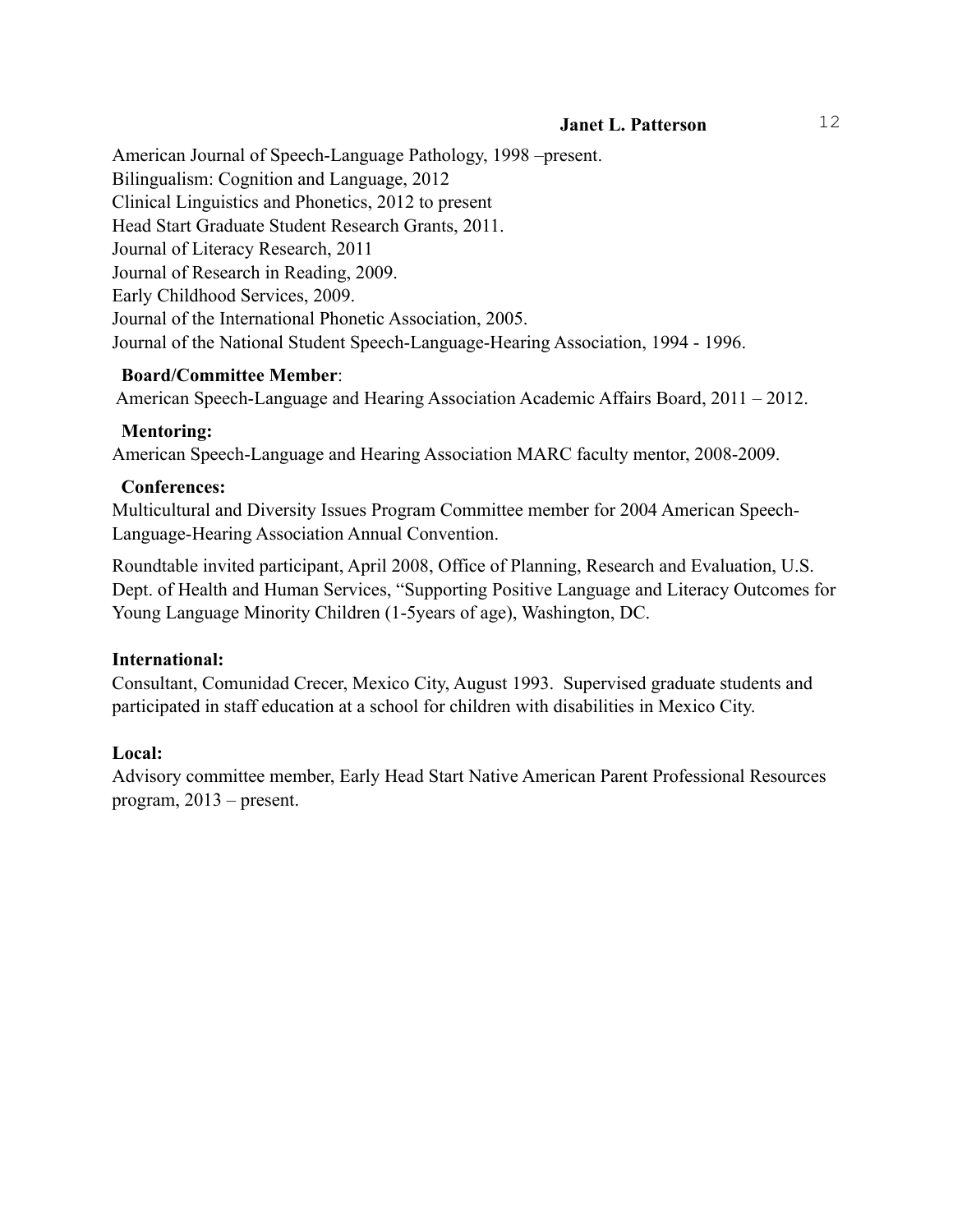American Journal of Speech-Language Pathology, 1998 –present.
Bilingualism: Cognition and Language, 2012
Clinical Linguistics and Phonetics, 2012 to present
Head Start Graduate Student Research Grants, 2011.
Journal of Literacy Research, 2011
Journal of Research in Reading, 2009.
Early Childhood Services, 2009.
Journal of the International Phonetic Association, 2005.
Journal of the National Student Speech-Language-Hearing Association, 1994 - 1996.

**Board/Committee Member**:
American Speech-Language and Hearing Association Academic Affairs Board, 2011 – 2012.

**Mentoring:**
American Speech-Language and Hearing Association MARC faculty mentor, 2008-2009.

**Conferences:**
Multicultural and Diversity Issues Program Committee member for 2004 American Speech-Language-Hearing Association Annual Convention.

Roundtable invited participant, April 2008, Office of Planning, Research and Evaluation, U.S. Dept. of Health and Human Services, "Supporting Positive Language and Literacy Outcomes for Young Language Minority Children (1-5years of age), Washington, DC.

**International:**
Consultant, Comunidad Crecer, Mexico City, August 1993. Supervised graduate students and participated in staff education at a school for children with disabilities in Mexico City.

**Local:**
Advisory committee member, Early Head Start Native American Parent Professional Resources program, 2013 – present.